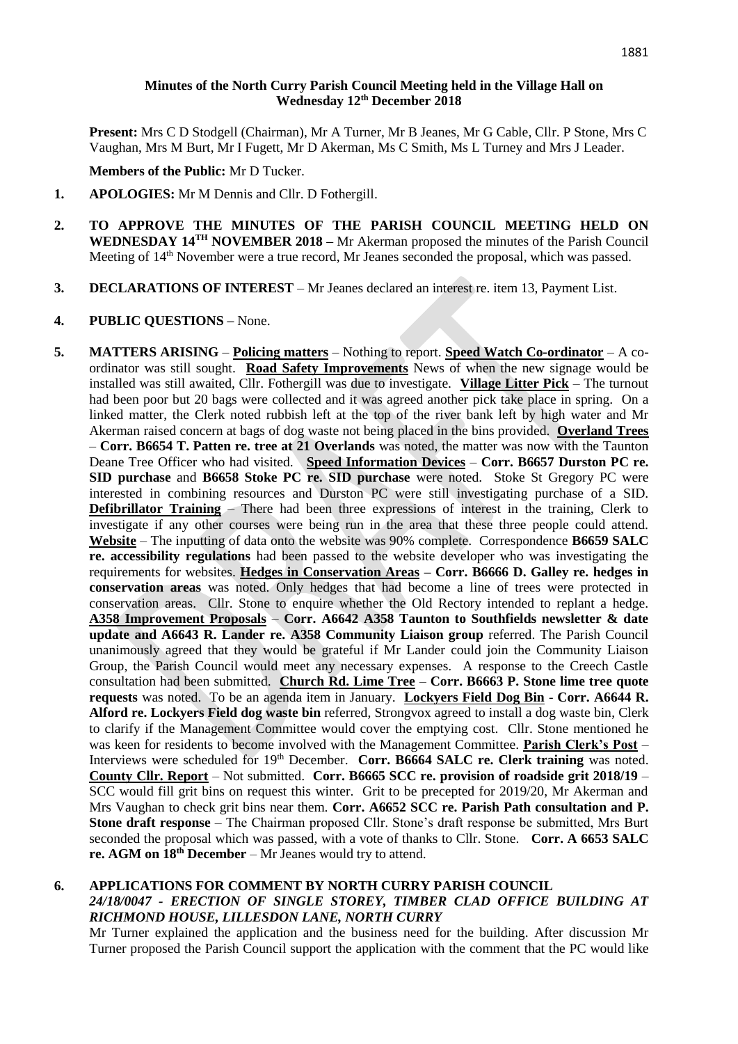**Minutes of the North Curry Parish Council Meeting held in the Village Hall on Wednesday 12th December 2018**

**Present:** Mrs C D Stodgell (Chairman), Mr A Turner, Mr B Jeanes, Mr G Cable, Cllr. P Stone, Mrs C Vaughan, Mrs M Burt, Mr I Fugett, Mr D Akerman, Ms C Smith, Ms L Turney and Mrs J Leader.

**Members of the Public:** Mr D Tucker.

1. **APOLOGIES:** Mr M Dennis and Cllr. D Fothergill.

2. **TO APPROVE THE MINUTES OF THE PARISH COUNCIL MEETING HELD ON WEDNESDAY 14TH NOVEMBER 2018 –** Mr Akerman proposed the minutes of the Parish Council Meeting of 14th November were a true record, Mr Jeanes seconded the proposal, which was passed.

3. **DECLARATIONS OF INTEREST** – Mr Jeanes declared an interest re. item 13, Payment List.

4. **PUBLIC QUESTIONS –** None.

5. **MATTERS ARISING** – **Policing matters** – Nothing to report. **Speed Watch Co-ordinator** – A co-ordinator was still sought. **Road Safety Improvements** News of when the new signage would be installed was still awaited, Cllr. Fothergill was due to investigate. **Village Litter Pick** – The turnout had been poor but 20 bags were collected and it was agreed another pick take place in spring. On a linked matter, the Clerk noted rubbish left at the top of the river bank left by high water and Mr Akerman raised concern at bags of dog waste not being placed in the bins provided. **Overland Trees** – **Corr. B6654 T. Patten re. tree at 21 Overlands** was noted, the matter was now with the Taunton Deane Tree Officer who had visited. **Speed Information Devices** – **Corr. B6657 Durston PC re. SID purchase** and **B6658 Stoke PC re. SID purchase** were noted. Stoke St Gregory PC were interested in combining resources and Durston PC were still investigating purchase of a SID. **Defibrillator Training** – There had been three expressions of interest in the training, Clerk to investigate if any other courses were being run in the area that these three people could attend. **Website** – The inputting of data onto the website was 90% complete. Correspondence **B6659 SALC re. accessibility regulations** had been passed to the website developer who was investigating the requirements for websites. **Hedges in Conservation Areas – Corr. B6666 D. Galley re. hedges in conservation areas** was noted. Only hedges that had become a line of trees were protected in conservation areas. Cllr. Stone to enquire whether the Old Rectory intended to replant a hedge. **A358 Improvement Proposals** – **Corr. A6642 A358 Taunton to Southfields newsletter & date update and A6643 R. Lander re. A358 Community Liaison group** referred. The Parish Council unanimously agreed that they would be grateful if Mr Lander could join the Community Liaison Group, the Parish Council would meet any necessary expenses. A response to the Creech Castle consultation had been submitted. **Church Rd. Lime Tree** – **Corr. B6663 P. Stone lime tree quote requests** was noted. To be an agenda item in January. **Lockyers Field Dog Bin** - **Corr. A6644 R. Alford re. Lockyers Field dog waste bin** referred, Strongvox agreed to install a dog waste bin, Clerk to clarify if the Management Committee would cover the emptying cost. Cllr. Stone mentioned he was keen for residents to become involved with the Management Committee. **Parish Clerk's Post** – Interviews were scheduled for 19th December. **Corr. B6664 SALC re. Clerk training** was noted. **County Cllr. Report** – Not submitted. **Corr. B6665 SCC re. provision of roadside grit 2018/19** – SCC would fill grit bins on request this winter. Grit to be precepted for 2019/20, Mr Akerman and Mrs Vaughan to check grit bins near them. **Corr. A6652 SCC re. Parish Path consultation and P. Stone draft response** – The Chairman proposed Cllr. Stone's draft response be submitted, Mrs Burt seconded the proposal which was passed, with a vote of thanks to Cllr. Stone. **Corr. A 6653 SALC re. AGM on 18th December** – Mr Jeanes would try to attend.

6. **APPLICATIONS FOR COMMENT BY NORTH CURRY PARISH COUNCIL**

   ***24/18/0047 - ERECTION OF SINGLE STOREY, TIMBER CLAD OFFICE BUILDING AT RICHMOND HOUSE, LILLESDON LANE, NORTH CURRY***

   Mr Turner explained the application and the business need for the building. After discussion Mr Turner proposed the Parish Council support the application with the comment that the PC would like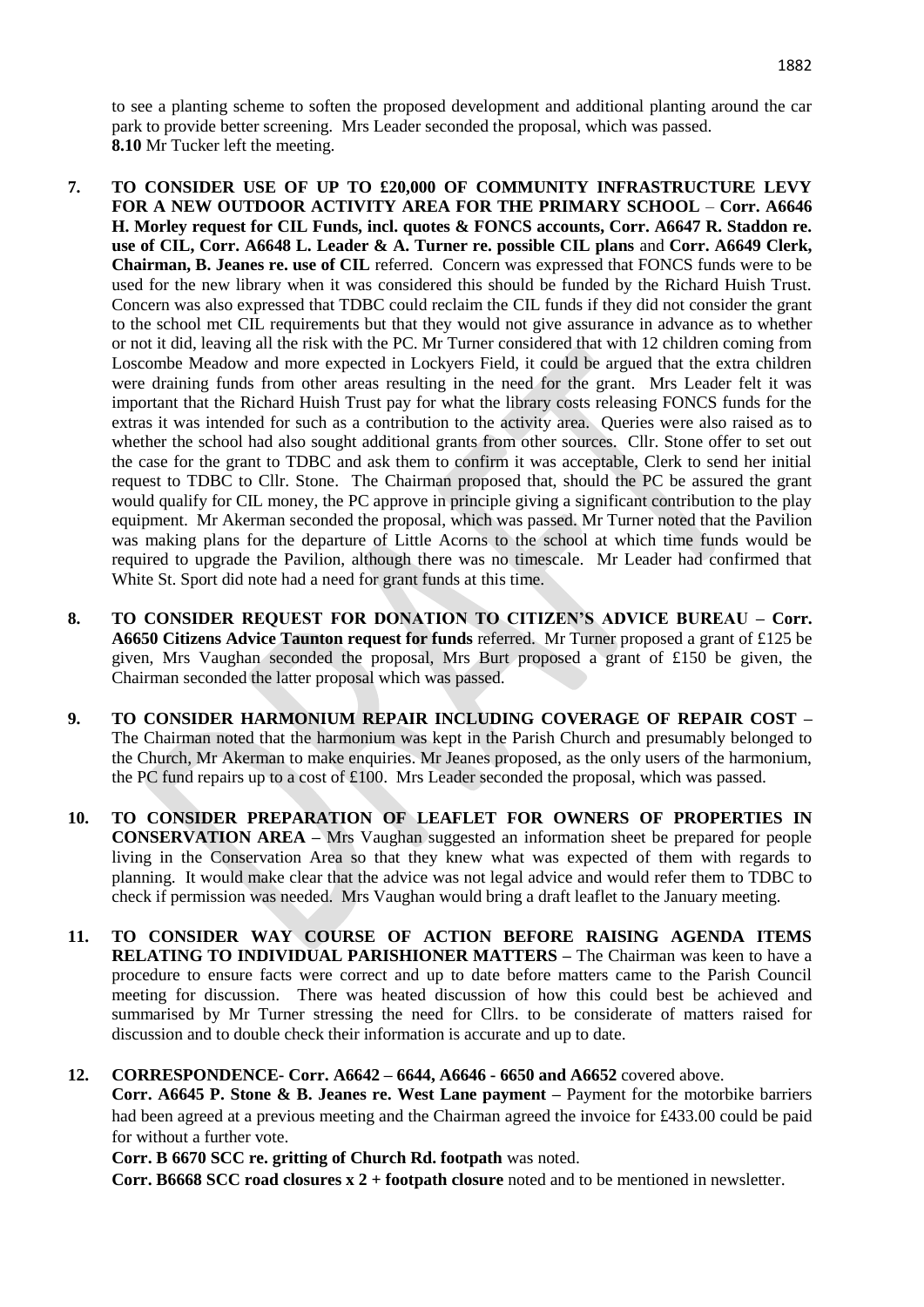to see a planting scheme to soften the proposed development and additional planting around the car park to provide better screening. Mrs Leader seconded the proposal, which was passed.
**8.10** Mr Tucker left the meeting.

**7. TO CONSIDER USE OF UP TO £20,000 OF COMMUNITY INFRASTRUCTURE LEVY FOR A NEW OUTDOOR ACTIVITY AREA FOR THE PRIMARY SCHOOL** – **Corr. A6646 H. Morley request for CIL Funds, incl. quotes & FONCS accounts, Corr. A6647 R. Staddon re. use of CIL, Corr. A6648 L. Leader & A. Turner re. possible CIL plans** and **Corr. A6649 Clerk, Chairman, B. Jeanes re. use of CIL** referred. Concern was expressed that FONCS funds were to be used for the new library when it was considered this should be funded by the Richard Huish Trust. Concern was also expressed that TDBC could reclaim the CIL funds if they did not consider the grant to the school met CIL requirements but that they would not give assurance in advance as to whether or not it did, leaving all the risk with the PC. Mr Turner considered that with 12 children coming from Loscombe Meadow and more expected in Lockyers Field, it could be argued that the extra children were draining funds from other areas resulting in the need for the grant. Mrs Leader felt it was important that the Richard Huish Trust pay for what the library costs releasing FONCS funds for the extras it was intended for such as a contribution to the activity area. Queries were also raised as to whether the school had also sought additional grants from other sources. Cllr. Stone offer to set out the case for the grant to TDBC and ask them to confirm it was acceptable, Clerk to send her initial request to TDBC to Cllr. Stone. The Chairman proposed that, should the PC be assured the grant would qualify for CIL money, the PC approve in principle giving a significant contribution to the play equipment. Mr Akerman seconded the proposal, which was passed. Mr Turner noted that the Pavilion was making plans for the departure of Little Acorns to the school at which time funds would be required to upgrade the Pavilion, although there was no timescale. Mr Leader had confirmed that White St. Sport did note had a need for grant funds at this time.

**8. TO CONSIDER REQUEST FOR DONATION TO CITIZEN'S ADVICE BUREAU – Corr. A6650 Citizens Advice Taunton request for funds** referred. Mr Turner proposed a grant of £125 be given, Mrs Vaughan seconded the proposal, Mrs Burt proposed a grant of £150 be given, the Chairman seconded the latter proposal which was passed.

**9. TO CONSIDER HARMONIUM REPAIR INCLUDING COVERAGE OF REPAIR COST –** The Chairman noted that the harmonium was kept in the Parish Church and presumably belonged to the Church, Mr Akerman to make enquiries. Mr Jeanes proposed, as the only users of the harmonium, the PC fund repairs up to a cost of £100. Mrs Leader seconded the proposal, which was passed.

**10. TO CONSIDER PREPARATION OF LEAFLET FOR OWNERS OF PROPERTIES IN CONSERVATION AREA –** Mrs Vaughan suggested an information sheet be prepared for people living in the Conservation Area so that they knew what was expected of them with regards to planning. It would make clear that the advice was not legal advice and would refer them to TDBC to check if permission was needed. Mrs Vaughan would bring a draft leaflet to the January meeting.

**11. TO CONSIDER WAY COURSE OF ACTION BEFORE RAISING AGENDA ITEMS RELATING TO INDIVIDUAL PARISHIONER MATTERS –** The Chairman was keen to have a procedure to ensure facts were correct and up to date before matters came to the Parish Council meeting for discussion. There was heated discussion of how this could best be achieved and summarised by Mr Turner stressing the need for Cllrs. to be considerate of matters raised for discussion and to double check their information is accurate and up to date.

**12. CORRESPONDENCE- Corr. A6642 – 6644, A6646 - 6650 and A6652** covered above.
**Corr. A6645 P. Stone & B. Jeanes re. West Lane payment –** Payment for the motorbike barriers had been agreed at a previous meeting and the Chairman agreed the invoice for £433.00 could be paid for without a further vote.
**Corr. B 6670 SCC re. gritting of Church Rd. footpath** was noted.
**Corr. B6668 SCC road closures x 2 + footpath closure** noted and to be mentioned in newsletter.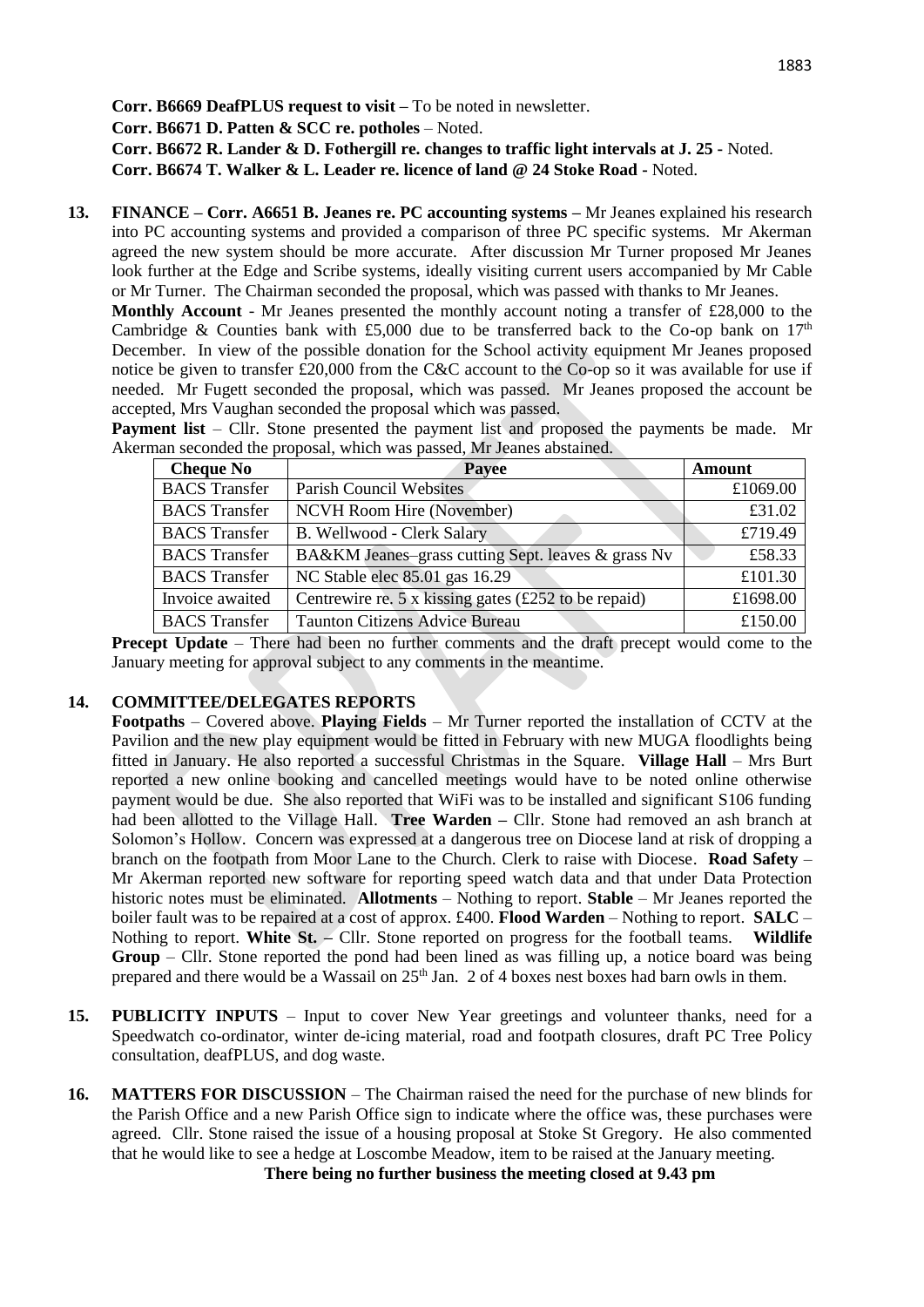**Corr. B6669 DeafPLUS request to visit –** To be noted in newsletter.
**Corr. B6671 D. Patten & SCC re. potholes** – Noted.
**Corr. B6672 R. Lander & D. Fothergill re. changes to traffic light intervals at J. 25 -** Noted.
**Corr. B6674 T. Walker & L. Leader re. licence of land @ 24 Stoke Road -** Noted.

**13. FINANCE – Corr. A6651 B. Jeanes re. PC accounting systems –** Mr Jeanes explained his research into PC accounting systems and provided a comparison of three PC specific systems. Mr Akerman agreed the new system should be more accurate. After discussion Mr Turner proposed Mr Jeanes look further at the Edge and Scribe systems, ideally visiting current users accompanied by Mr Cable or Mr Turner. The Chairman seconded the proposal, which was passed with thanks to Mr Jeanes.

**Monthly Account** - Mr Jeanes presented the monthly account noting a transfer of £28,000 to the Cambridge & Counties bank with £5,000 due to be transferred back to the Co-op bank on 17th December. In view of the possible donation for the School activity equipment Mr Jeanes proposed notice be given to transfer £20,000 from the C&C account to the Co-op so it was available for use if needed. Mr Fugett seconded the proposal, which was passed. Mr Jeanes proposed the account be accepted, Mrs Vaughan seconded the proposal which was passed.

**Payment list** – Cllr. Stone presented the payment list and proposed the payments be made. Mr Akerman seconded the proposal, which was passed, Mr Jeanes abstained.

| Cheque No | Payee | Amount |
|---|---|---|
| BACS Transfer | Parish Council Websites | £1069.00 |
| BACS Transfer | NCVH Room Hire (November) | £31.02 |
| BACS Transfer | B. Wellwood - Clerk Salary | £719.49 |
| BACS Transfer | BA&KM Jeanes–grass cutting Sept. leaves & grass Nv | £58.33 |
| BACS Transfer | NC Stable elec 85.01 gas 16.29 | £101.30 |
| Invoice awaited | Centrewire re. 5 x kissing gates (£252 to be repaid) | £1698.00 |
| BACS Transfer | Taunton Citizens Advice Bureau | £150.00 |

**Precept Update** – There had been no further comments and the draft precept would come to the January meeting for approval subject to any comments in the meantime.

**14. COMMITTEE/DELEGATES REPORTS**

**Footpaths** – Covered above. **Playing Fields** – Mr Turner reported the installation of CCTV at the Pavilion and the new play equipment would be fitted in February with new MUGA floodlights being fitted in January. He also reported a successful Christmas in the Square. **Village Hall** – Mrs Burt reported a new online booking and cancelled meetings would have to be noted online otherwise payment would be due. She also reported that WiFi was to be installed and significant S106 funding had been allotted to the Village Hall. **Tree Warden –** Cllr. Stone had removed an ash branch at Solomon's Hollow. Concern was expressed at a dangerous tree on Diocese land at risk of dropping a branch on the footpath from Moor Lane to the Church. Clerk to raise with Diocese. **Road Safety** – Mr Akerman reported new software for reporting speed watch data and that under Data Protection historic notes must be eliminated. **Allotments** – Nothing to report. **Stable** – Mr Jeanes reported the boiler fault was to be repaired at a cost of approx. £400. **Flood Warden** – Nothing to report. **SALC** – Nothing to report. **White St. –** Cllr. Stone reported on progress for the football teams. **Wildlife Group** – Cllr. Stone reported the pond had been lined as was filling up, a notice board was being prepared and there would be a Wassail on 25th Jan. 2 of 4 boxes nest boxes had barn owls in them.

**15. PUBLICITY INPUTS** – Input to cover New Year greetings and volunteer thanks, need for a Speedwatch co-ordinator, winter de-icing material, road and footpath closures, draft PC Tree Policy consultation, deafPLUS, and dog waste.

**16. MATTERS FOR DISCUSSION** – The Chairman raised the need for the purchase of new blinds for the Parish Office and a new Parish Office sign to indicate where the office was, these purchases were agreed. Cllr. Stone raised the issue of a housing proposal at Stoke St Gregory. He also commented that he would like to see a hedge at Loscombe Meadow, item to be raised at the January meeting.

**There being no further business the meeting closed at 9.43 pm**